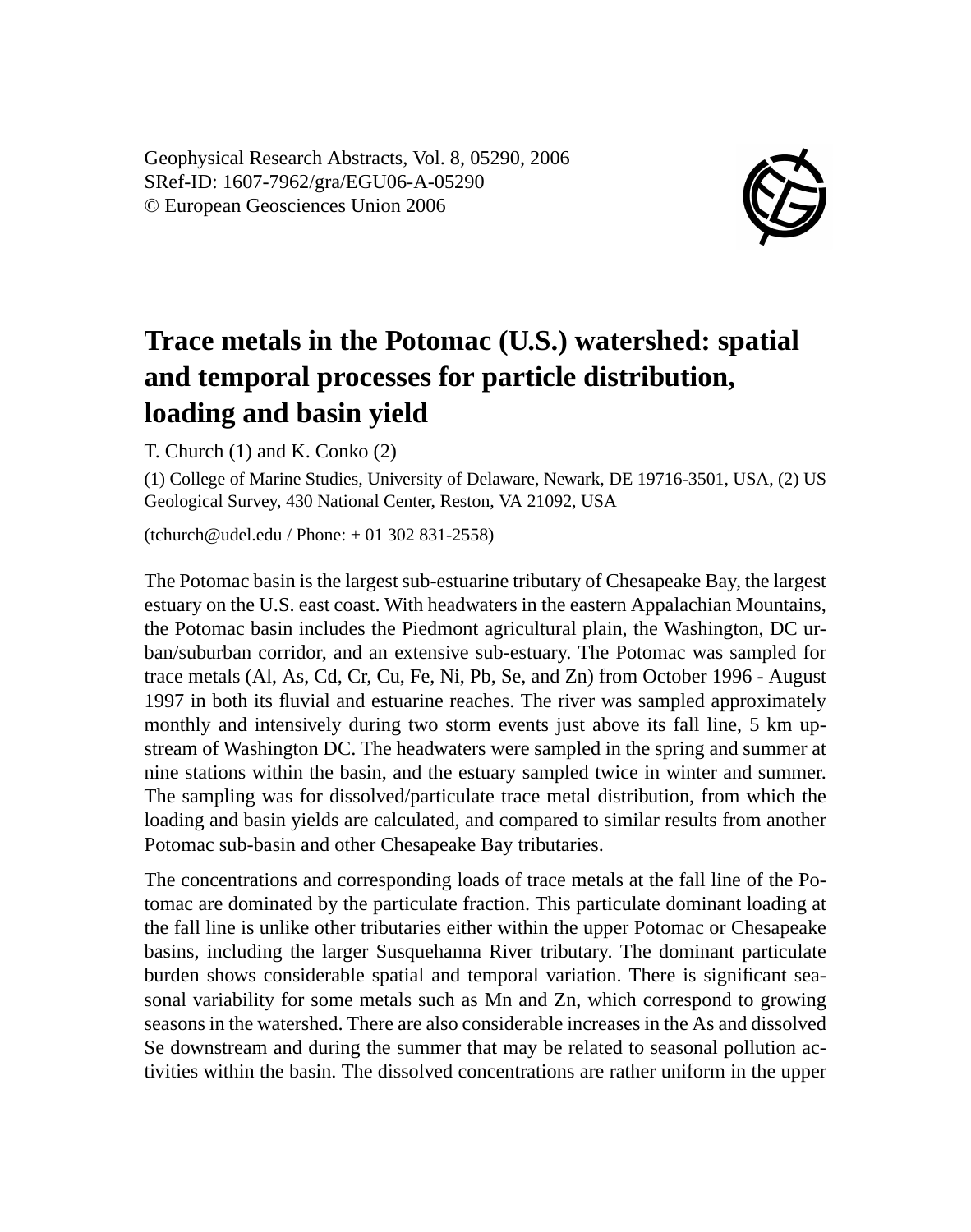Geophysical Research Abstracts, Vol. 8, 05290, 2006
SRef-ID: 1607-7962/gra/EGU06-A-05290
© European Geosciences Union 2006

# Trace metals in the Potomac (U.S.) watershed: spatial and temporal processes for particle distribution, loading and basin yield

T. Church (1) and K. Conko (2)

(1) College of Marine Studies, University of Delaware, Newark, DE 19716-3501, USA, (2) US Geological Survey, 430 National Center, Reston, VA 21092, USA

(tchurch@udel.edu / Phone: + 01 302 831-2558)

The Potomac basin is the largest sub-estuarine tributary of Chesapeake Bay, the largest estuary on the U.S. east coast. With headwaters in the eastern Appalachian Mountains, the Potomac basin includes the Piedmont agricultural plain, the Washington, DC urban/suburban corridor, and an extensive sub-estuary. The Potomac was sampled for trace metals (Al, As, Cd, Cr, Cu, Fe, Ni, Pb, Se, and Zn) from October 1996 - August 1997 in both its fluvial and estuarine reaches. The river was sampled approximately monthly and intensively during two storm events just above its fall line, 5 km upstream of Washington DC. The headwaters were sampled in the spring and summer at nine stations within the basin, and the estuary sampled twice in winter and summer. The sampling was for dissolved/particulate trace metal distribution, from which the loading and basin yields are calculated, and compared to similar results from another Potomac sub-basin and other Chesapeake Bay tributaries.

The concentrations and corresponding loads of trace metals at the fall line of the Potomac are dominated by the particulate fraction. This particulate dominant loading at the fall line is unlike other tributaries either within the upper Potomac or Chesapeake basins, including the larger Susquehanna River tributary. The dominant particulate burden shows considerable spatial and temporal variation. There is significant seasonal variability for some metals such as Mn and Zn, which correspond to growing seasons in the watershed. There are also considerable increases in the As and dissolved Se downstream and during the summer that may be related to seasonal pollution activities within the basin. The dissolved concentrations are rather uniform in the upper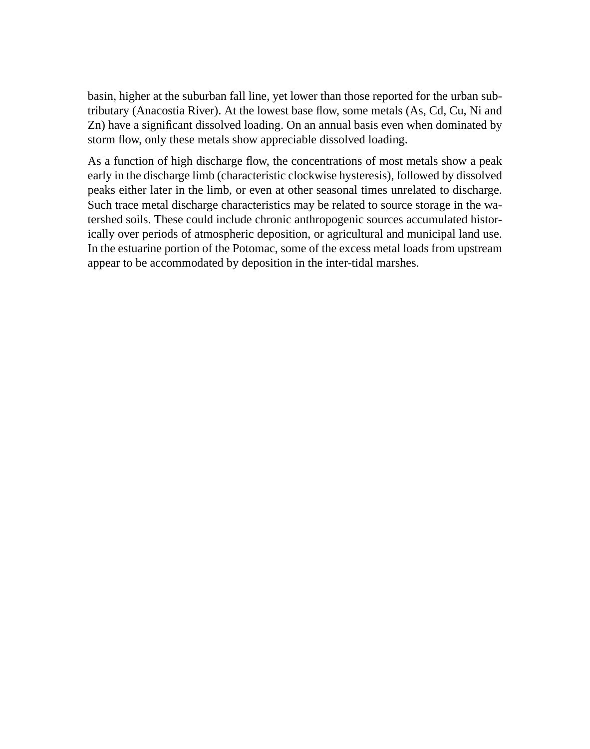basin, higher at the suburban fall line, yet lower than those reported for the urban sub-tributary (Anacostia River). At the lowest base flow, some metals (As, Cd, Cu, Ni and Zn) have a significant dissolved loading. On an annual basis even when dominated by storm flow, only these metals show appreciable dissolved loading.

As a function of high discharge flow, the concentrations of most metals show a peak early in the discharge limb (characteristic clockwise hysteresis), followed by dissolved peaks either later in the limb, or even at other seasonal times unrelated to discharge. Such trace metal discharge characteristics may be related to source storage in the watershed soils. These could include chronic anthropogenic sources accumulated historically over periods of atmospheric deposition, or agricultural and municipal land use. In the estuarine portion of the Potomac, some of the excess metal loads from upstream appear to be accommodated by deposition in the inter-tidal marshes.